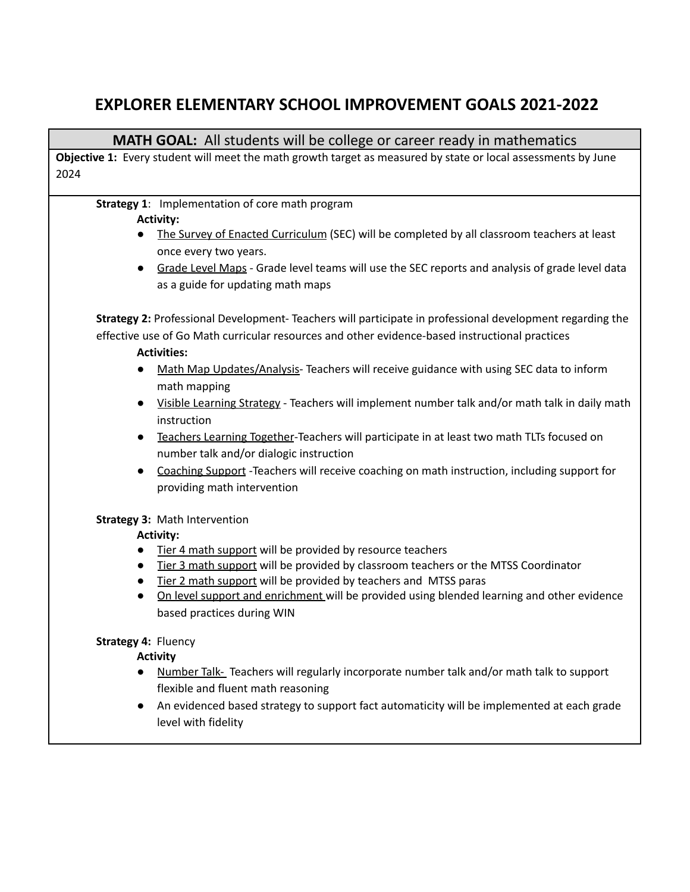# EXPLORER ELEMENTARY SCHOOL IMPROVEMENT GOALS 2021-2022

## MATH GOAL: All students will be college or career ready in mathematics

**Objective 1:** Every student will meet the math growth target as measured by state or local assessments by June 2024

**Strategy 1**: Implementation of core math program

**Activity:**

- The Survey of Enacted Curriculum (SEC) will be completed by all classroom teachers at least once every two years.
- Grade Level Maps - Grade level teams will use the SEC reports and analysis of grade level data as a guide for updating math maps

**Strategy 2:** Professional Development- Teachers will participate in professional development regarding the effective use of Go Math curricular resources and other evidence-based instructional practices

**Activities:**

- Math Map Updates/Analysis- Teachers will receive guidance with using SEC data to inform math mapping
- Visible Learning Strategy - Teachers will implement number talk and/or math talk in daily math instruction
- Teachers Learning Together-Teachers will participate in at least two math TLTs focused on number talk and/or dialogic instruction
- Coaching Support -Teachers will receive coaching on math instruction, including support for providing math intervention

**Strategy 3:** Math Intervention

**Activity:**

- Tier 4 math support will be provided by resource teachers
- Tier 3 math support will be provided by classroom teachers or the MTSS Coordinator
- Tier 2 math support will be provided by teachers and MTSS paras
- On level support and enrichment will be provided using blended learning and other evidence based practices during WIN

**Strategy 4:** Fluency

**Activity**

- Number Talk- Teachers will regularly incorporate number talk and/or math talk to support flexible and fluent math reasoning
- An evidenced based strategy to support fact automaticity will be implemented at each grade level with fidelity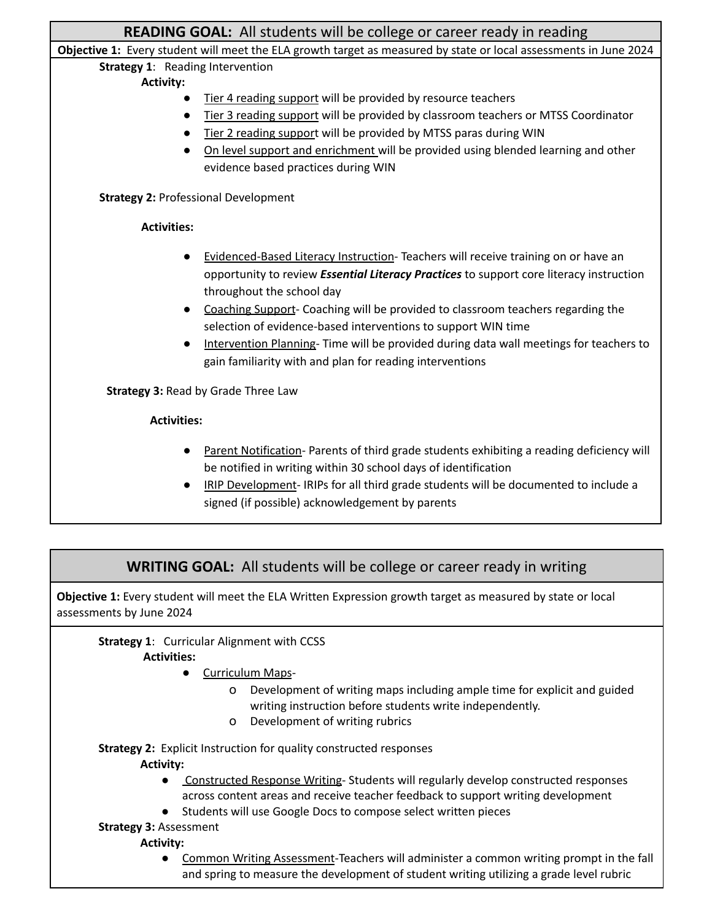## READING GOAL: All students will be college or career ready in reading

**Objective 1:** Every student will meet the ELA growth target as measured by state or local assessments in June 2024

**Strategy 1**: Reading Intervention

**Activity:**

- Tier 4 reading support will be provided by resource teachers
- Tier 3 reading support will be provided by classroom teachers or MTSS Coordinator
- Tier 2 reading support will be provided by MTSS paras during WIN
- On level support and enrichment will be provided using blended learning and other evidence based practices during WIN

**Strategy 2:** Professional Development

**Activities:**

- Evidenced-Based Literacy Instruction- Teachers will receive training on or have an opportunity to review ***Essential Literacy Practices*** to support core literacy instruction throughout the school day
- Coaching Support- Coaching will be provided to classroom teachers regarding the selection of evidence-based interventions to support WIN time
- Intervention Planning- Time will be provided during data wall meetings for teachers to gain familiarity with and plan for reading interventions

**Strategy 3:** Read by Grade Three Law

**Activities:**

- Parent Notification- Parents of third grade students exhibiting a reading deficiency will be notified in writing within 30 school days of identification
- IRIP Development- IRIPs for all third grade students will be documented to include a signed (if possible) acknowledgement by parents

## WRITING GOAL: All students will be college or career ready in writing

**Objective 1:** Every student will meet the ELA Written Expression growth target as measured by state or local assessments by June 2024

**Strategy 1**: Curricular Alignment with CCSS

**Activities:**

- Curriculum Maps-
  - Development of writing maps including ample time for explicit and guided writing instruction before students write independently.
  - Development of writing rubrics

**Strategy 2:** Explicit Instruction for quality constructed responses

**Activity:**

- Constructed Response Writing- Students will regularly develop constructed responses across content areas and receive teacher feedback to support writing development
- Students will use Google Docs to compose select written pieces

**Strategy 3:** Assessment

**Activity:**

- Common Writing Assessment-Teachers will administer a common writing prompt in the fall and spring to measure the development of student writing utilizing a grade level rubric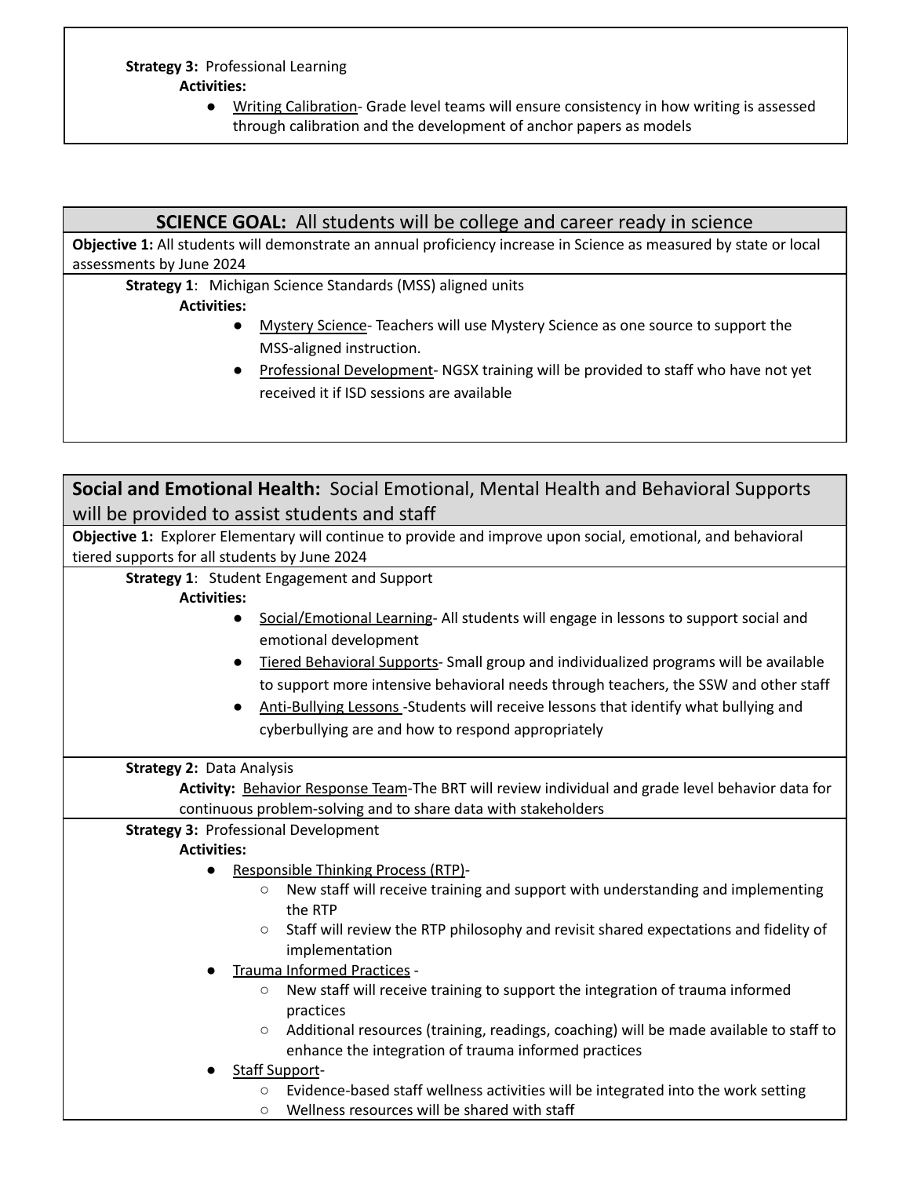**Strategy 3:** Professional Learning

**Activities:**

- Writing Calibration- Grade level teams will ensure consistency in how writing is assessed through calibration and the development of anchor papers as models

## SCIENCE GOAL: All students will be college and career ready in science

**Objective 1:** All students will demonstrate an annual proficiency increase in Science as measured by state or local assessments by June 2024

**Strategy 1**: Michigan Science Standards (MSS) aligned units

**Activities:**

- Mystery Science- Teachers will use Mystery Science as one source to support the MSS-aligned instruction.
- Professional Development- NGSX training will be provided to staff who have not yet received it if ISD sessions are available

## Social and Emotional Health: Social Emotional, Mental Health and Behavioral Supports will be provided to assist students and staff

**Objective 1:** Explorer Elementary will continue to provide and improve upon social, emotional, and behavioral tiered supports for all students by June 2024

**Strategy 1**: Student Engagement and Support

**Activities:**

- Social/Emotional Learning- All students will engage in lessons to support social and emotional development
- Tiered Behavioral Supports- Small group and individualized programs will be available to support more intensive behavioral needs through teachers, the SSW and other staff
- Anti-Bullying Lessons -Students will receive lessons that identify what bullying and cyberbullying are and how to respond appropriately

**Strategy 2:** Data Analysis

**Activity:** Behavior Response Team-The BRT will review individual and grade level behavior data for continuous problem-solving and to share data with stakeholders

**Strategy 3:** Professional Development

**Activities:**

- Responsible Thinking Process (RTP)-
  - New staff will receive training and support with understanding and implementing the RTP
  - Staff will review the RTP philosophy and revisit shared expectations and fidelity of implementation
- Trauma Informed Practices -
  - New staff will receive training to support the integration of trauma informed practices
  - Additional resources (training, readings, coaching) will be made available to staff to enhance the integration of trauma informed practices
- Staff Support-
  - Evidence-based staff wellness activities will be integrated into the work setting
  - Wellness resources will be shared with staff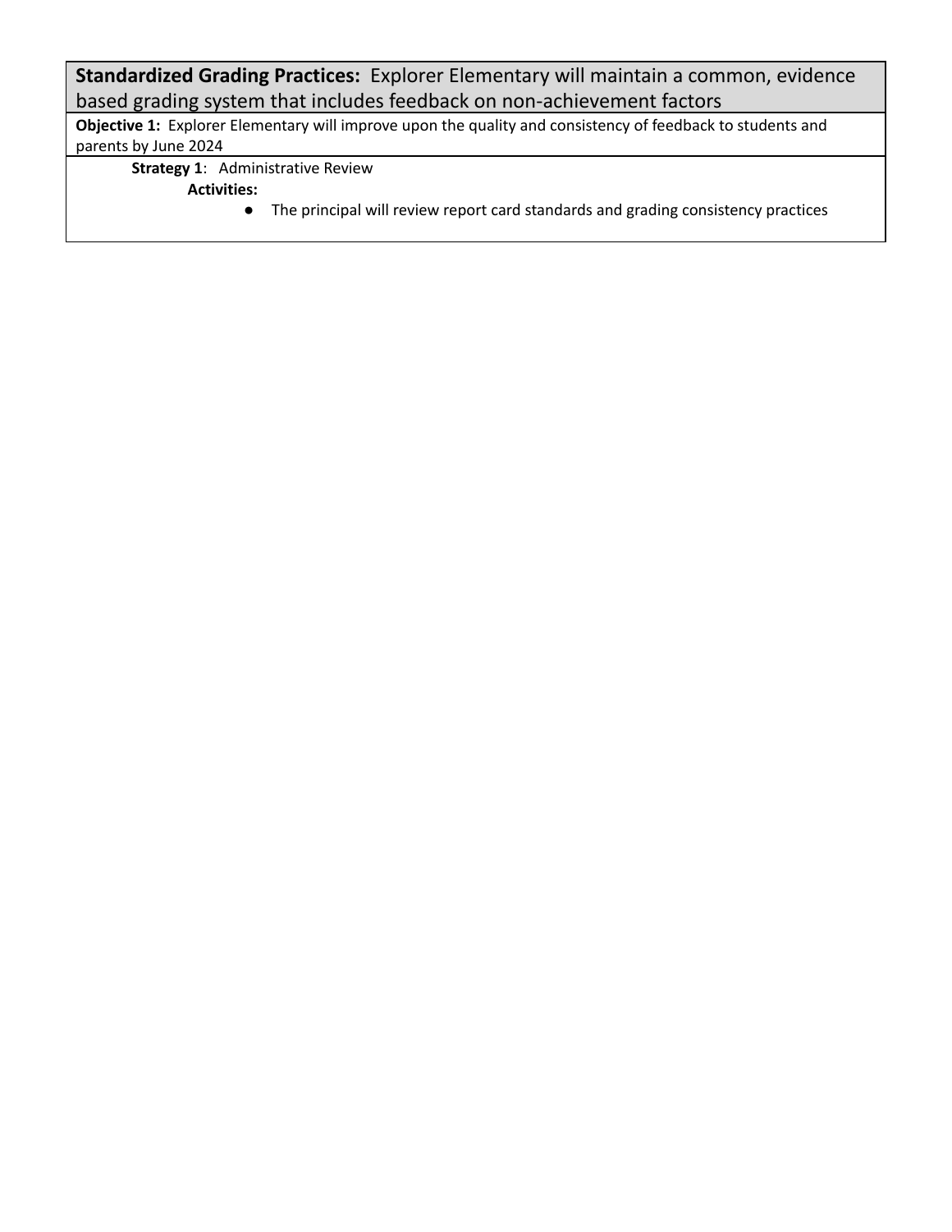**Standardized Grading Practices:** Explorer Elementary will maintain a common, evidence based grading system that includes feedback on non-achievement factors

**Objective 1:** Explorer Elementary will improve upon the quality and consistency of feedback to students and parents by June 2024

**Strategy 1**: Administrative Review

**Activities:**

- The principal will review report card standards and grading consistency practices